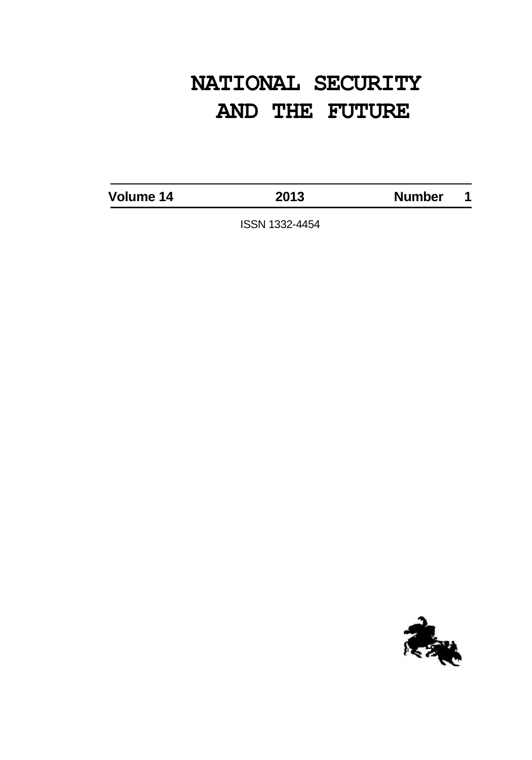# NATIONAL SECURITY AND THE FUTURE

| Volume 14 | 2013 | Number 1 |
|---|---|---|

ISSN 1332-4454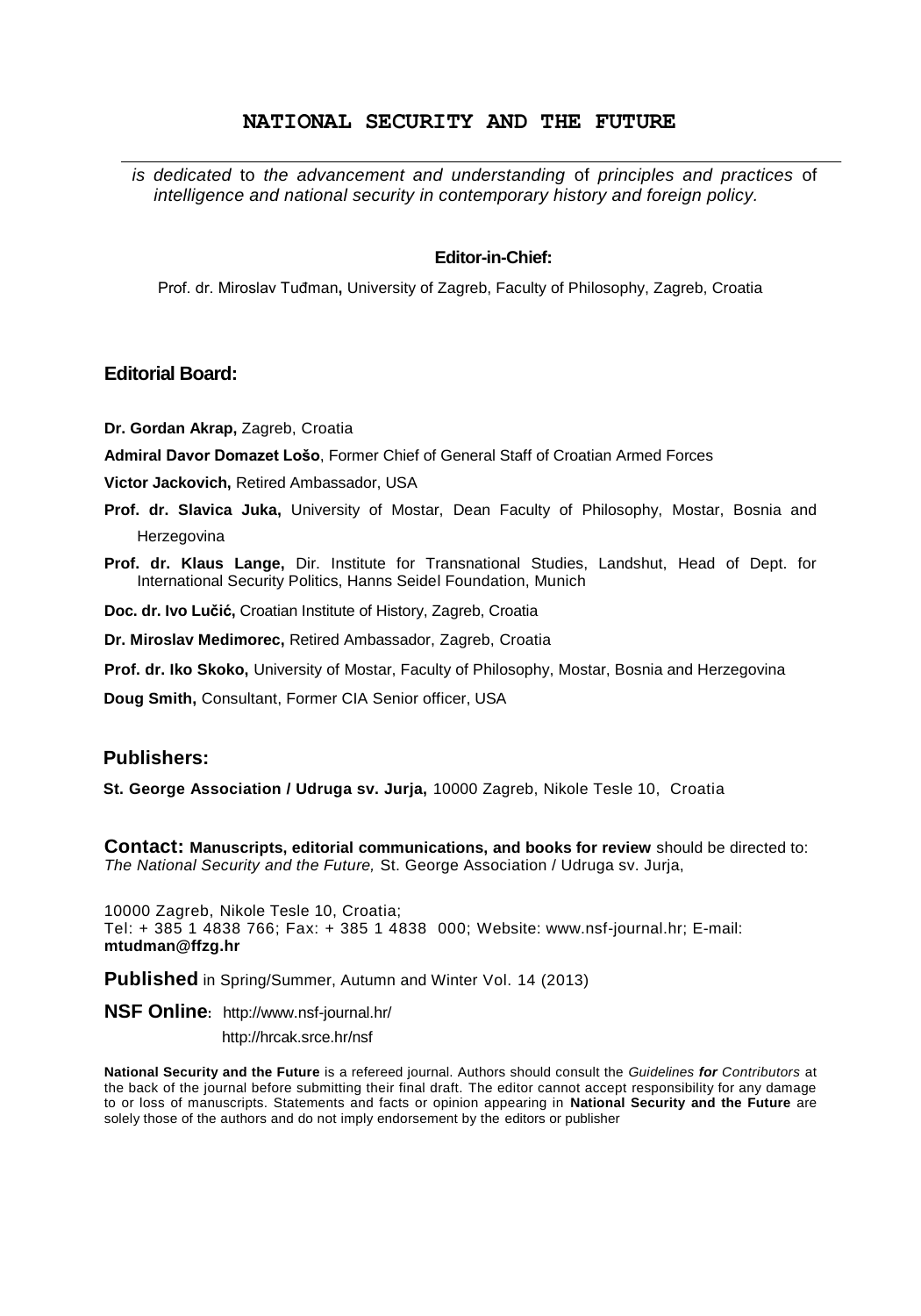# NATIONAL SECURITY AND THE FUTURE

*is dedicated* to *the advancement and understanding* of *principles and practices* of *intelligence and national security in contemporary history and foreign policy.*

**Editor-in-Chief:**

Prof. dr. Miroslav Tuđman**,** University of Zagreb, Faculty of Philosophy, Zagreb, Croatia

## Editorial Board:

**Dr. Gordan Akrap,** Zagreb, Croatia

**Admiral Davor Domazet Lošo**, Former Chief of General Staff of Croatian Armed Forces

**Victor Jackovich,** Retired Ambassador, USA

**Prof. dr. Slavica Juka,** University of Mostar, Dean Faculty of Philosophy, Mostar, Bosnia and Herzegovina

**Prof. dr. Klaus Lange,** Dir. Institute for Transnational Studies, Landshut, Head of Dept. for International Security Politics, Hanns Seidel Foundation, Munich

**Doc. dr. Ivo Lučić,** Croatian Institute of History, Zagreb, Croatia

**Dr. Miroslav Medimorec,** Retired Ambassador, Zagreb, Croatia

**Prof. dr. Iko Skoko,** University of Mostar, Faculty of Philosophy, Mostar, Bosnia and Herzegovina

**Doug Smith,** Consultant, Former CIA Senior officer, USA

## Publishers:

**St. George Association / Udruga sv. Jurja,** 10000 Zagreb, Nikole Tesle 10, Croatia

**Contact: Manuscripts, editorial communications, and books for review** should be directed to: *The National Security and the Future,* St. George Association / Udruga sv. Jurja,

10000 Zagreb, Nikole Tesle 10, Croatia;
Tel: + 385 1 4838 766; Fax: + 385 1 4838 000; Website: www.nsf-journal.hr; E-mail: **mtudman@ffzg.hr**

**Published** in Spring/Summer, Autumn and Winter Vol. 14 (2013)

**NSF Online**: http://www.nsf-journal.hr/
http://hrcak.srce.hr/nsf

**National Security and the Future** is a refereed journal. Authors should consult the *Guidelines **for** Contributors* at the back of the journal before submitting their final draft. The editor cannot accept responsibility for any damage to or loss of manuscripts. Statements and facts or opinion appearing in **National Security and the Future** are solely those of the authors and do not imply endorsement by the editors or publisher